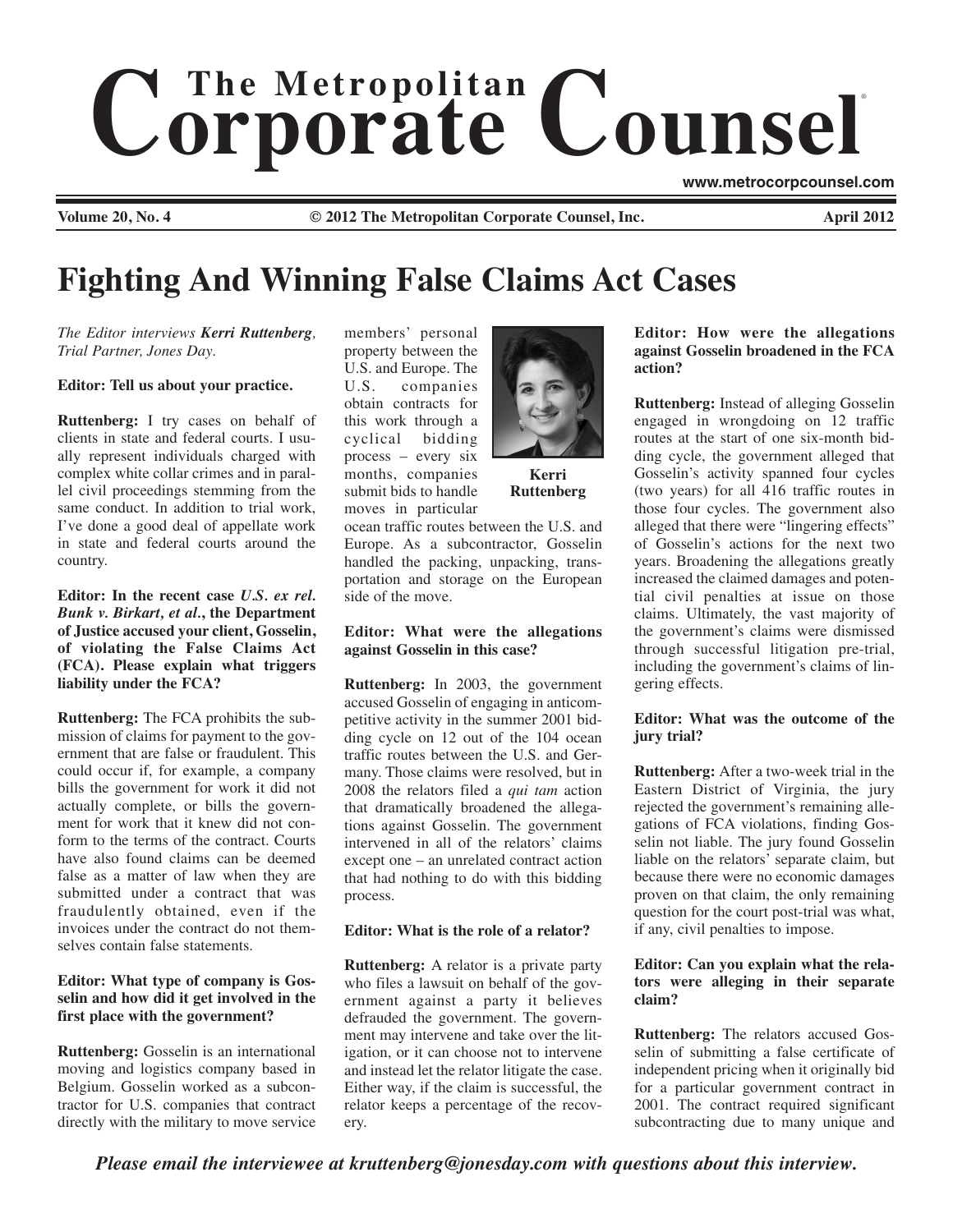# The Metropolitan Corporate Counsel

www.metrocorpcounsel.com

**Volume 20, No. 4** **© 2012 The Metropolitan Corporate Counsel, Inc.** **April 2012**

# Fighting And Winning False Claims Act Cases

*The Editor interviews **Kerri Ruttenberg**, Trial Partner, Jones Day.*

**Editor: Tell us about your practice.**

**Ruttenberg:** I try cases on behalf of clients in state and federal courts. I usually represent individuals charged with complex white collar crimes and in parallel civil proceedings stemming from the same conduct. In addition to trial work, I've done a good deal of appellate work in state and federal courts around the country.

**Editor: In the recent case *U.S. ex rel. Bunk v. Birkart, et al.*, the Department of Justice accused your client, Gosselin, of violating the False Claims Act (FCA). Please explain what triggers liability under the FCA?**

**Ruttenberg:** The FCA prohibits the submission of claims for payment to the government that are false or fraudulent. This could occur if, for example, a company bills the government for work it did not actually complete, or bills the government for work that it knew did not conform to the terms of the contract. Courts have also found claims can be deemed false as a matter of law when they are submitted under a contract that was fraudulently obtained, even if the invoices under the contract do not themselves contain false statements.

**Editor: What type of company is Gosselin and how did it get involved in the first place with the government?**

**Ruttenberg:** Gosselin is an international moving and logistics company based in Belgium. Gosselin worked as a subcontractor for U.S. companies that contract directly with the military to move service members' personal property between the U.S. and Europe. The U.S. companies obtain contracts for this work through a cyclical bidding process – every six months, companies submit bids to handle moves in particular ocean traffic routes between the U.S. and Europe. As a subcontractor, Gosselin handled the packing, unpacking, transportation and storage on the European side of the move.

**Kerri Ruttenberg**

**Editor: What were the allegations against Gosselin in this case?**

**Ruttenberg:** In 2003, the government accused Gosselin of engaging in anticompetitive activity in the summer 2001 bidding cycle on 12 out of the 104 ocean traffic routes between the U.S. and Germany. Those claims were resolved, but in 2008 the relators filed a *qui tam* action that dramatically broadened the allegations against Gosselin. The government intervened in all of the relators' claims except one – an unrelated contract action that had nothing to do with this bidding process.

**Editor: What is the role of a relator?**

**Ruttenberg:** A relator is a private party who files a lawsuit on behalf of the government against a party it believes defrauded the government. The government may intervene and take over the litigation, or it can choose not to intervene and instead let the relator litigate the case. Either way, if the claim is successful, the relator keeps a percentage of the recovery.

**Editor: How were the allegations against Gosselin broadened in the FCA action?**

**Ruttenberg:** Instead of alleging Gosselin engaged in wrongdoing on 12 traffic routes at the start of one six-month bidding cycle, the government alleged that Gosselin's activity spanned four cycles (two years) for all 416 traffic routes in those four cycles. The government also alleged that there were "lingering effects" of Gosselin's actions for the next two years. Broadening the allegations greatly increased the claimed damages and potential civil penalties at issue on those claims. Ultimately, the vast majority of the government's claims were dismissed through successful litigation pre-trial, including the government's claims of lingering effects.

**Editor: What was the outcome of the jury trial?**

**Ruttenberg:** After a two-week trial in the Eastern District of Virginia, the jury rejected the government's remaining allegations of FCA violations, finding Gosselin not liable. The jury found Gosselin liable on the relators' separate claim, but because there were no economic damages proven on that claim, the only remaining question for the court post-trial was what, if any, civil penalties to impose.

**Editor: Can you explain what the relators were alleging in their separate claim?**

**Ruttenberg:** The relators accused Gosselin of submitting a false certificate of independent pricing when it originally bid for a particular government contract in 2001. The contract required significant subcontracting due to many unique and

*Please email the interviewee at kruttenberg@jonesday.com with questions about this interview.*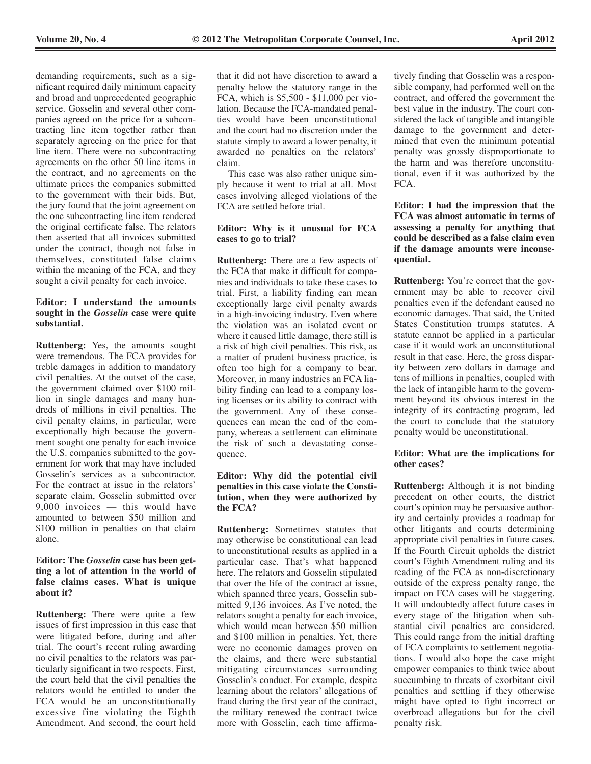demanding requirements, such as a significant required daily minimum capacity and broad and unprecedented geographic service. Gosselin and several other companies agreed on the price for a subcontracting line item together rather than separately agreeing on the price for that line item. There were no subcontracting agreements on the other 50 line items in the contract, and no agreements on the ultimate prices the companies submitted to the government with their bids. But, the jury found that the joint agreement on the one subcontracting line item rendered the original certificate false. The relators then asserted that all invoices submitted under the contract, though not false in themselves, constituted false claims within the meaning of the FCA, and they sought a civil penalty for each invoice.

**Editor: I understand the amounts sought in the *Gosselin* case were quite substantial.**

**Ruttenberg:** Yes, the amounts sought were tremendous. The FCA provides for treble damages in addition to mandatory civil penalties. At the outset of the case, the government claimed over $100 million in single damages and many hundreds of millions in civil penalties. The civil penalty claims, in particular, were exceptionally high because the government sought one penalty for each invoice the U.S. companies submitted to the government for work that may have included Gosselin's services as a subcontractor. For the contract at issue in the relators' separate claim, Gosselin submitted over 9,000 invoices — this would have amounted to between $50 million and $100 million in penalties on that claim alone.

**Editor: The *Gosselin* case has been getting a lot of attention in the world of false claims cases. What is unique about it?**

**Ruttenberg:** There were quite a few issues of first impression in this case that were litigated before, during and after trial. The court's recent ruling awarding no civil penalties to the relators was particularly significant in two respects. First, the court held that the civil penalties the relators would be entitled to under the FCA would be an unconstitutionally excessive fine violating the Eighth Amendment. And second, the court held that it did not have discretion to award a penalty below the statutory range in the FCA, which is $5,500 - $11,000 per violation. Because the FCA-mandated penalties would have been unconstitutional and the court had no discretion under the statute simply to award a lower penalty, it awarded no penalties on the relators' claim.

This case was also rather unique simply because it went to trial at all. Most cases involving alleged violations of the FCA are settled before trial.

**Editor: Why is it unusual for FCA cases to go to trial?**

**Ruttenberg:** There are a few aspects of the FCA that make it difficult for companies and individuals to take these cases to trial. First, a liability finding can mean exceptionally large civil penalty awards in a high-invoicing industry. Even where the violation was an isolated event or where it caused little damage, there still is a risk of high civil penalties. This risk, as a matter of prudent business practice, is often too high for a company to bear. Moreover, in many industries an FCA liability finding can lead to a company losing licenses or its ability to contract with the government. Any of these consequences can mean the end of the company, whereas a settlement can eliminate the risk of such a devastating consequence.

**Editor: Why did the potential civil penalties in this case violate the Constitution, when they were authorized by the FCA?**

**Ruttenberg:** Sometimes statutes that may otherwise be constitutional can lead to unconstitutional results as applied in a particular case. That's what happened here. The relators and Gosselin stipulated that over the life of the contract at issue, which spanned three years, Gosselin submitted 9,136 invoices. As I've noted, the relators sought a penalty for each invoice, which would mean between $50 million and $100 million in penalties. Yet, there were no economic damages proven on the claims, and there were substantial mitigating circumstances surrounding Gosselin's conduct. For example, despite learning about the relators' allegations of fraud during the first year of the contract, the military renewed the contract twice more with Gosselin, each time affirmatively finding that Gosselin was a responsible company, had performed well on the contract, and offered the government the best value in the industry. The court considered the lack of tangible and intangible damage to the government and determined that even the minimum potential penalty was grossly disproportionate to the harm and was therefore unconstitutional, even if it was authorized by the FCA.

**Editor: I had the impression that the FCA was almost automatic in terms of assessing a penalty for anything that could be described as a false claim even if the damage amounts were inconsequential.**

**Ruttenberg:** You're correct that the government may be able to recover civil penalties even if the defendant caused no economic damages. That said, the United States Constitution trumps statutes. A statute cannot be applied in a particular case if it would work an unconstitutional result in that case. Here, the gross disparity between zero dollars in damage and tens of millions in penalties, coupled with the lack of intangible harm to the government beyond its obvious interest in the integrity of its contracting program, led the court to conclude that the statutory penalty would be unconstitutional.

**Editor: What are the implications for other cases?**

**Ruttenberg:** Although it is not binding precedent on other courts, the district court's opinion may be persuasive authority and certainly provides a roadmap for other litigants and courts determining appropriate civil penalties in future cases. If the Fourth Circuit upholds the district court's Eighth Amendment ruling and its reading of the FCA as non-discretionary outside of the express penalty range, the impact on FCA cases will be staggering. It will undoubtedly affect future cases in every stage of the litigation when substantial civil penalties are considered. This could range from the initial drafting of FCA complaints to settlement negotiations. I would also hope the case might empower companies to think twice about succumbing to threats of exorbitant civil penalties and settling if they otherwise might have opted to fight incorrect or overbroad allegations but for the civil penalty risk.